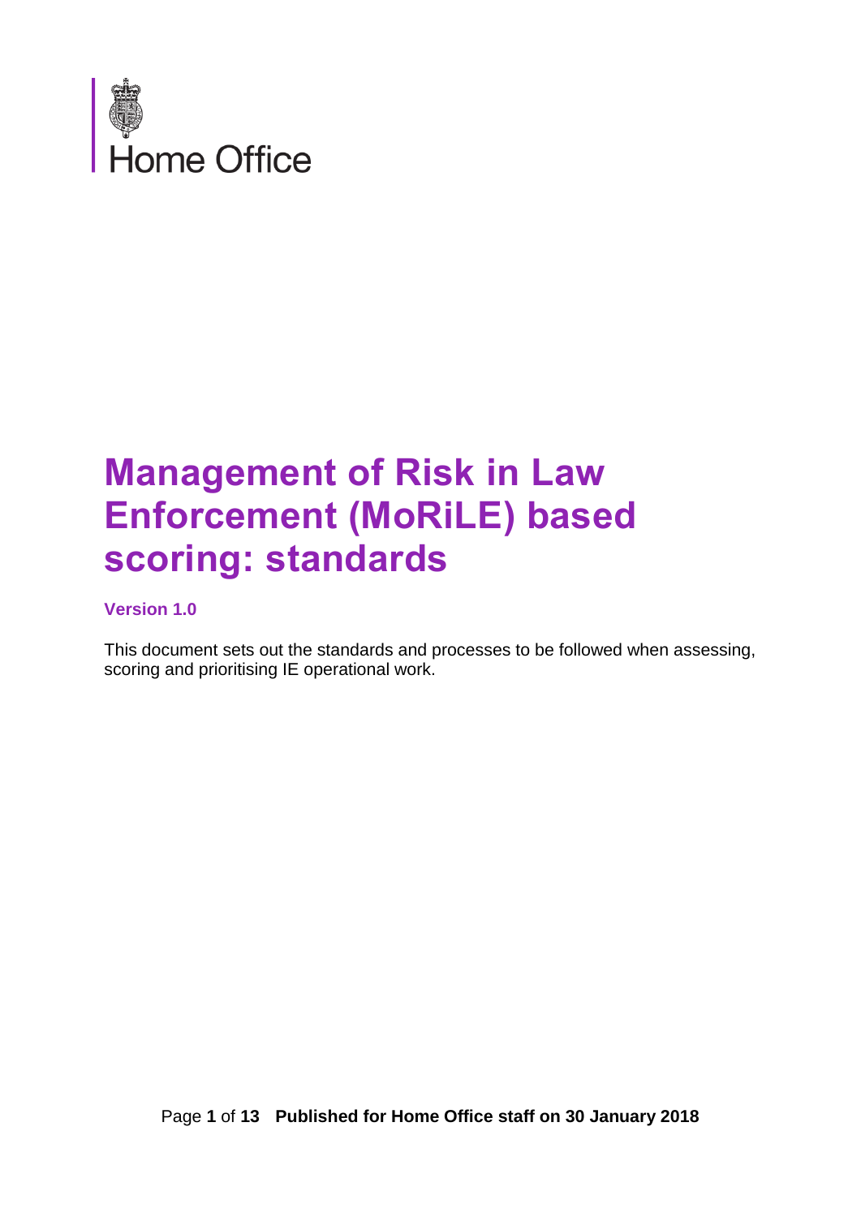Home Office

# Management of Risk in Law Enforcement (MoRiLE) based scoring: standards

**Version 1.0**

This document sets out the standards and processes to be followed when assessing, scoring and prioritising IE operational work.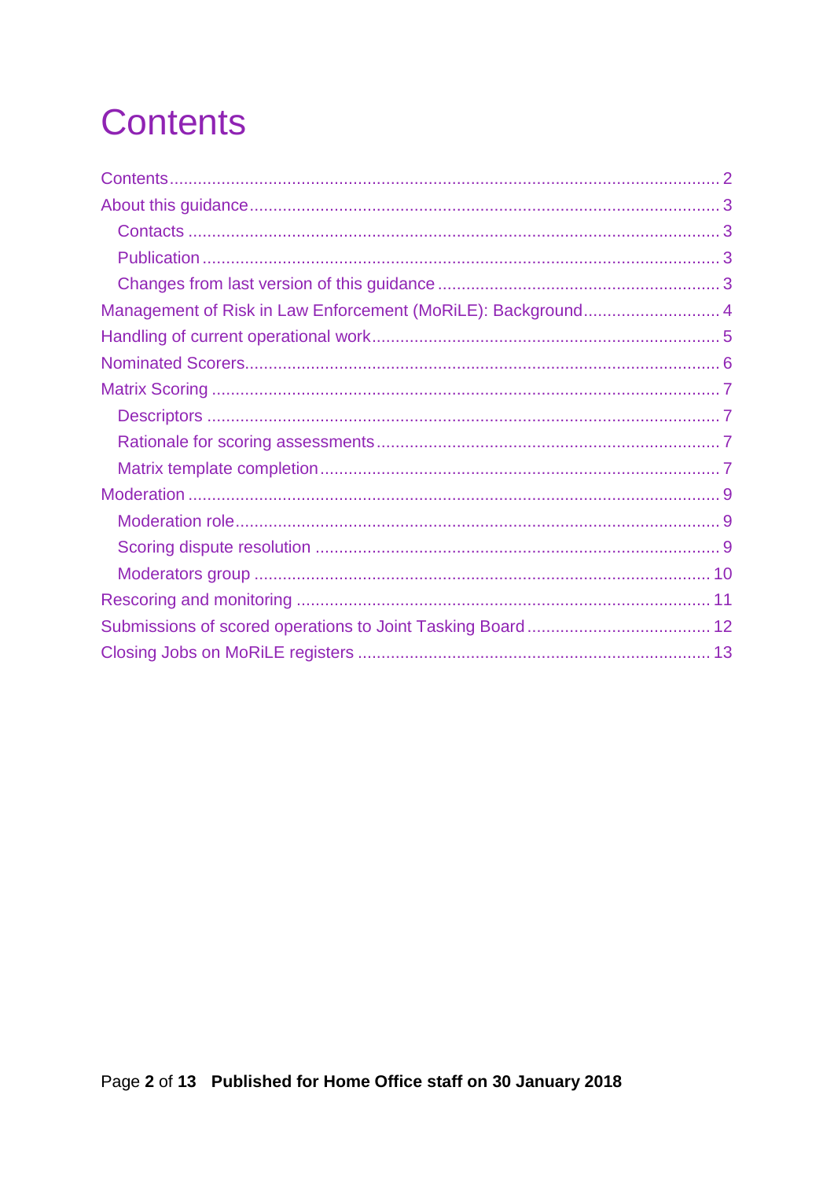# Contents

- Contents ........ 2
- About this guidance ........ 3
  - Contacts ........ 3
  - Publication ........ 3
  - Changes from last version of this guidance ........ 3
- Management of Risk in Law Enforcement (MoRiLE): Background ........ 4
- Handling of current operational work ........ 5
- Nominated Scorers ........ 6
- Matrix Scoring ........ 7
  - Descriptors ........ 7
  - Rationale for scoring assessments ........ 7
  - Matrix template completion ........ 7
- Moderation ........ 9
  - Moderation role ........ 9
  - Scoring dispute resolution ........ 9
  - Moderators group ........ 10
- Rescoring and monitoring ........ 11
- Submissions of scored operations to Joint Tasking Board ........ 12
- Closing Jobs on MoRiLE registers ........ 13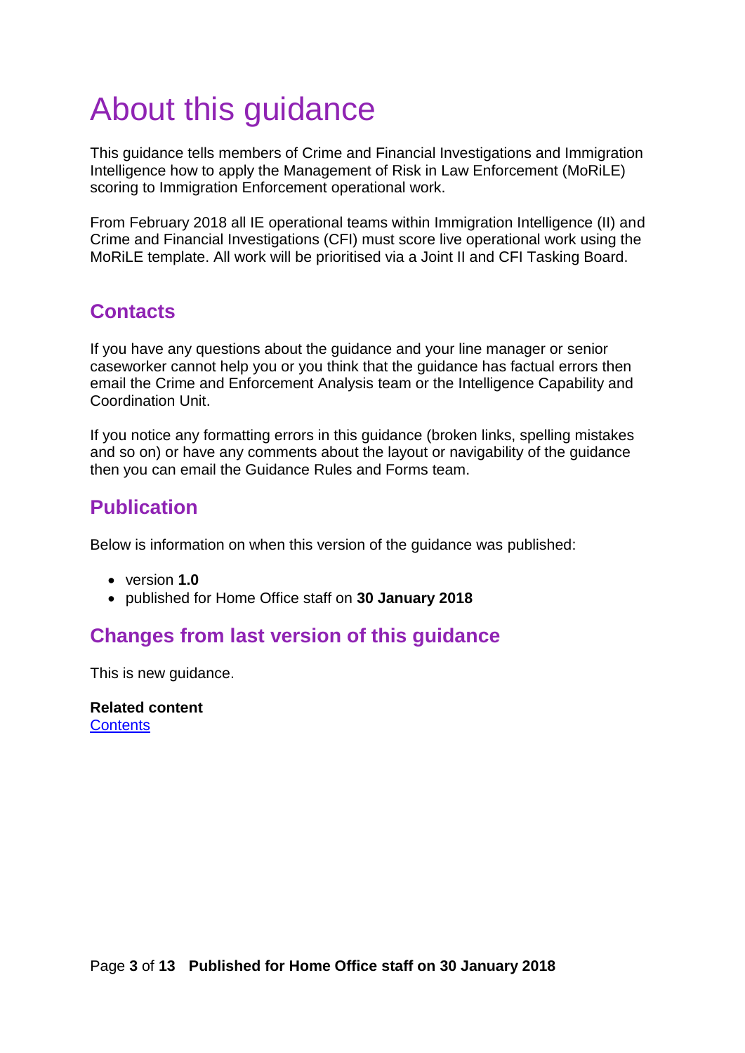# About this guidance

This guidance tells members of Crime and Financial Investigations and Immigration Intelligence how to apply the Management of Risk in Law Enforcement (MoRiLE) scoring to Immigration Enforcement operational work.

From February 2018 all IE operational teams within Immigration Intelligence (II) and Crime and Financial Investigations (CFI) must score live operational work using the MoRiLE template. All work will be prioritised via a Joint II and CFI Tasking Board.

## Contacts

If you have any questions about the guidance and your line manager or senior caseworker cannot help you or you think that the guidance has factual errors then email the Crime and Enforcement Analysis team or the Intelligence Capability and Coordination Unit.

If you notice any formatting errors in this guidance (broken links, spelling mistakes and so on) or have any comments about the layout or navigability of the guidance then you can email the Guidance Rules and Forms team.

## Publication

Below is information on when this version of the guidance was published:

- version **1.0**
- published for Home Office staff on **30 January 2018**

## Changes from last version of this guidance

This is new guidance.

**Related content**
Contents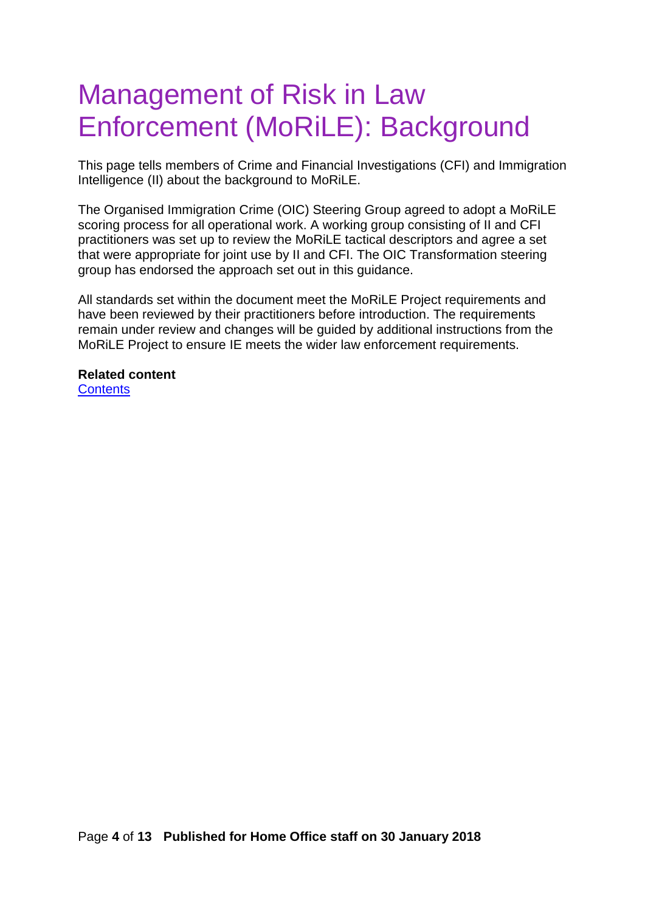# Management of Risk in Law Enforcement (MoRiLE): Background

This page tells members of Crime and Financial Investigations (CFI) and Immigration Intelligence (II) about the background to MoRiLE.

The Organised Immigration Crime (OIC) Steering Group agreed to adopt a MoRiLE scoring process for all operational work. A working group consisting of II and CFI practitioners was set up to review the MoRiLE tactical descriptors and agree a set that were appropriate for joint use by II and CFI. The OIC Transformation steering group has endorsed the approach set out in this guidance.

All standards set within the document meet the MoRiLE Project requirements and have been reviewed by their practitioners before introduction. The requirements remain under review and changes will be guided by additional instructions from the MoRiLE Project to ensure IE meets the wider law enforcement requirements.

**Related content**
Contents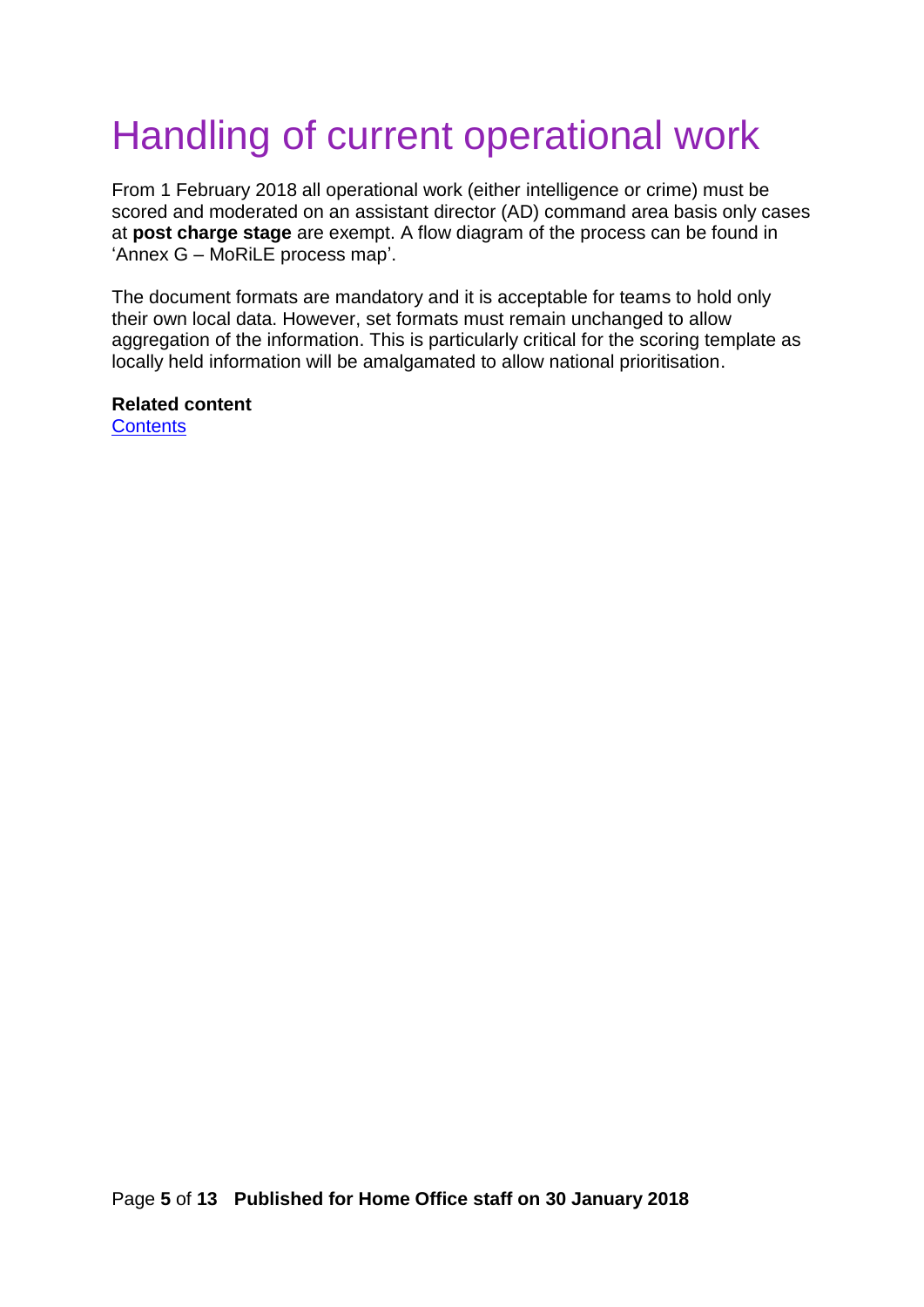# Handling of current operational work

From 1 February 2018 all operational work (either intelligence or crime) must be scored and moderated on an assistant director (AD) command area basis only cases at **post charge stage** are exempt. A flow diagram of the process can be found in 'Annex G – MoRiLE process map'.

The document formats are mandatory and it is acceptable for teams to hold only their own local data. However, set formats must remain unchanged to allow aggregation of the information. This is particularly critical for the scoring template as locally held information will be amalgamated to allow national prioritisation.

**Related content**
Contents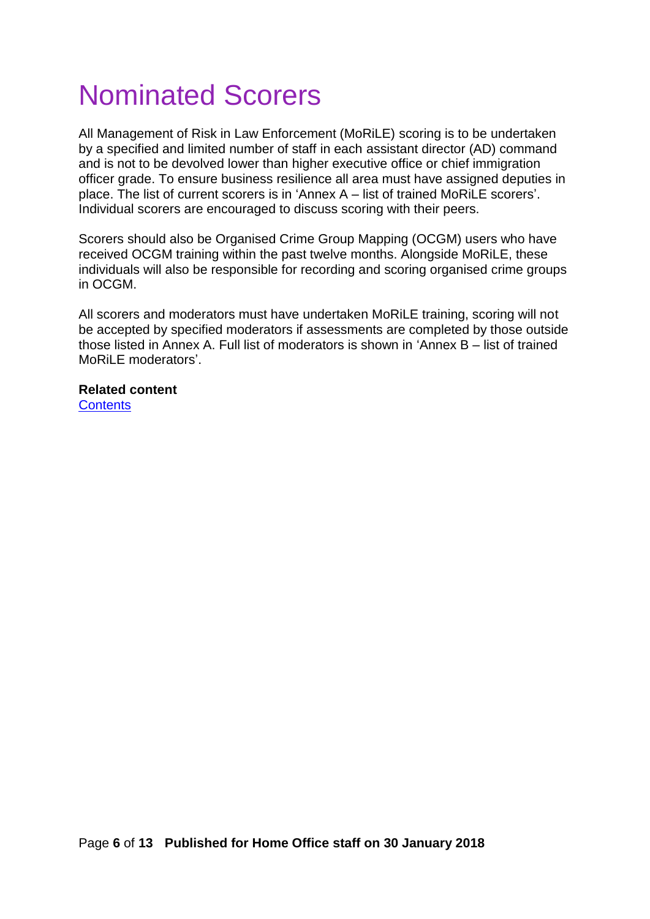# Nominated Scorers

All Management of Risk in Law Enforcement (MoRiLE) scoring is to be undertaken by a specified and limited number of staff in each assistant director (AD) command and is not to be devolved lower than higher executive office or chief immigration officer grade. To ensure business resilience all area must have assigned deputies in place. The list of current scorers is in 'Annex A – list of trained MoRiLE scorers'. Individual scorers are encouraged to discuss scoring with their peers.

Scorers should also be Organised Crime Group Mapping (OCGM) users who have received OCGM training within the past twelve months. Alongside MoRiLE, these individuals will also be responsible for recording and scoring organised crime groups in OCGM.

All scorers and moderators must have undertaken MoRiLE training, scoring will not be accepted by specified moderators if assessments are completed by those outside those listed in Annex A. Full list of moderators is shown in 'Annex B – list of trained MoRiLE moderators'.

**Related content**
Contents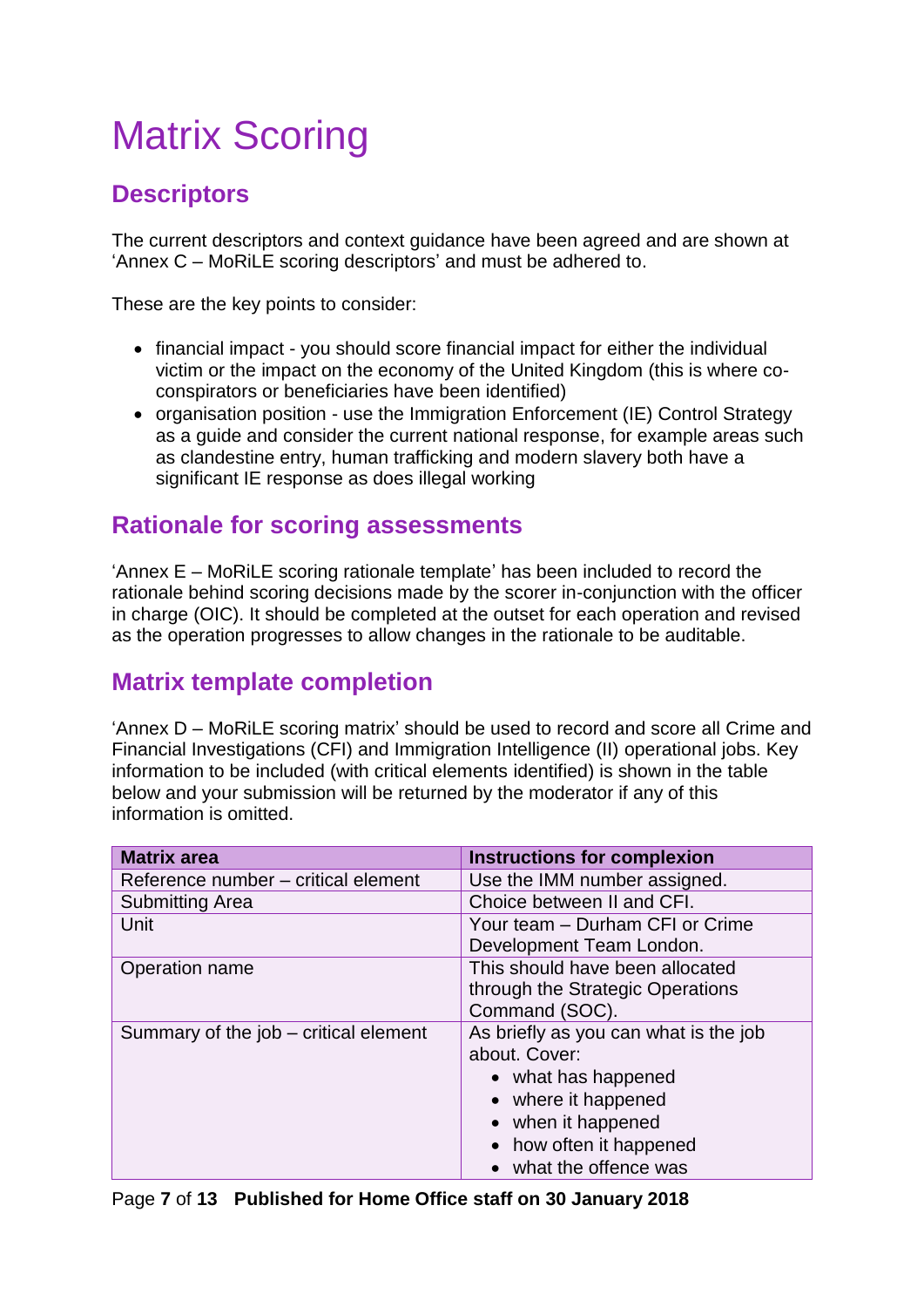# Matrix Scoring

## Descriptors

The current descriptors and context guidance have been agreed and are shown at 'Annex C – MoRiLE scoring descriptors' and must be adhered to.

These are the key points to consider:

- financial impact - you should score financial impact for either the individual victim or the impact on the economy of the United Kingdom (this is where co-conspirators or beneficiaries have been identified)
- organisation position - use the Immigration Enforcement (IE) Control Strategy as a guide and consider the current national response, for example areas such as clandestine entry, human trafficking and modern slavery both have a significant IE response as does illegal working

## Rationale for scoring assessments

'Annex E – MoRiLE scoring rationale template' has been included to record the rationale behind scoring decisions made by the scorer in-conjunction with the officer in charge (OIC). It should be completed at the outset for each operation and revised as the operation progresses to allow changes in the rationale to be auditable.

## Matrix template completion

'Annex D – MoRiLE scoring matrix' should be used to record and score all Crime and Financial Investigations (CFI) and Immigration Intelligence (II) operational jobs. Key information to be included (with critical elements identified) is shown in the table below and your submission will be returned by the moderator if any of this information is omitted.

| Matrix area | Instructions for complexion |
|---|---|
| Reference number – critical element | Use the IMM number assigned. |
| Submitting Area | Choice between II and CFI. |
| Unit | Your team – Durham CFI or Crime Development Team London. |
| Operation name | This should have been allocated through the Strategic Operations Command (SOC). |
| Summary of the job – critical element | As briefly as you can what is the job about. Cover:<br>• what has happened<br>• where it happened<br>• when it happened<br>• how often it happened<br>• what the offence was |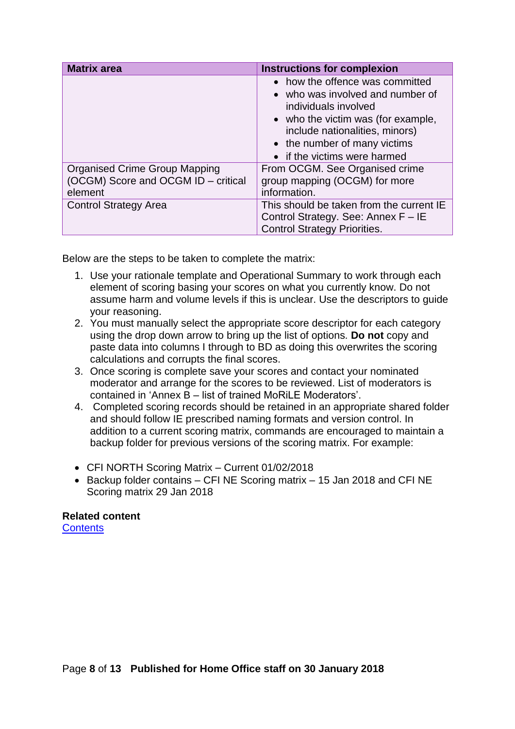| Matrix area | Instructions for complexion |
|---|---|
| | • how the offence was committed<br>• who was involved and number of individuals involved<br>• who the victim was (for example, include nationalities, minors)<br>• the number of many victims<br>• if the victims were harmed |
| Organised Crime Group Mapping (OCGM) Score and OCGM ID – critical element | From OCGM. See Organised crime group mapping (OCGM) for more information. |
| Control Strategy Area | This should be taken from the current IE Control Strategy. See: Annex F – IE Control Strategy Priorities. |

Below are the steps to be taken to complete the matrix:

1. Use your rationale template and Operational Summary to work through each element of scoring basing your scores on what you currently know. Do not assume harm and volume levels if this is unclear. Use the descriptors to guide your reasoning.
2. You must manually select the appropriate score descriptor for each category using the drop down arrow to bring up the list of options. **Do not** copy and paste data into columns I through to BD as doing this overwrites the scoring calculations and corrupts the final scores.
3. Once scoring is complete save your scores and contact your nominated moderator and arrange for the scores to be reviewed. List of moderators is contained in 'Annex B – list of trained MoRiLE Moderators'.
4. Completed scoring records should be retained in an appropriate shared folder and should follow IE prescribed naming formats and version control. In addition to a current scoring matrix, commands are encouraged to maintain a backup folder for previous versions of the scoring matrix. For example:

- CFI NORTH Scoring Matrix – Current 01/02/2018
- Backup folder contains – CFI NE Scoring matrix – 15 Jan 2018 and CFI NE Scoring matrix 29 Jan 2018

**Related content**
Contents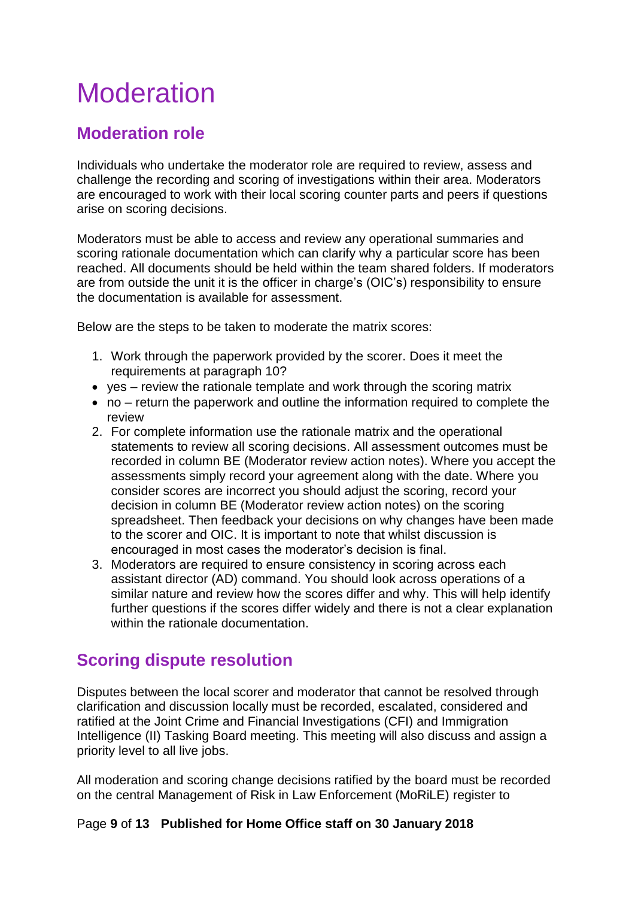# Moderation

## Moderation role

Individuals who undertake the moderator role are required to review, assess and challenge the recording and scoring of investigations within their area. Moderators are encouraged to work with their local scoring counter parts and peers if questions arise on scoring decisions.

Moderators must be able to access and review any operational summaries and scoring rationale documentation which can clarify why a particular score has been reached. All documents should be held within the team shared folders. If moderators are from outside the unit it is the officer in charge's (OIC's) responsibility to ensure the documentation is available for assessment.

Below are the steps to be taken to moderate the matrix scores:

1. Work through the paperwork provided by the scorer. Does it meet the requirements at paragraph 10?
   - yes – review the rationale template and work through the scoring matrix
   - no – return the paperwork and outline the information required to complete the review
2. For complete information use the rationale matrix and the operational statements to review all scoring decisions. All assessment outcomes must be recorded in column BE (Moderator review action notes). Where you accept the assessments simply record your agreement along with the date. Where you consider scores are incorrect you should adjust the scoring, record your decision in column BE (Moderator review action notes) on the scoring spreadsheet. Then feedback your decisions on why changes have been made to the scorer and OIC. It is important to note that whilst discussion is encouraged in most cases the moderator's decision is final.
3. Moderators are required to ensure consistency in scoring across each assistant director (AD) command. You should look across operations of a similar nature and review how the scores differ and why. This will help identify further questions if the scores differ widely and there is not a clear explanation within the rationale documentation.

## Scoring dispute resolution

Disputes between the local scorer and moderator that cannot be resolved through clarification and discussion locally must be recorded, escalated, considered and ratified at the Joint Crime and Financial Investigations (CFI) and Immigration Intelligence (II) Tasking Board meeting. This meeting will also discuss and assign a priority level to all live jobs.

All moderation and scoring change decisions ratified by the board must be recorded on the central Management of Risk in Law Enforcement (MoRiLE) register to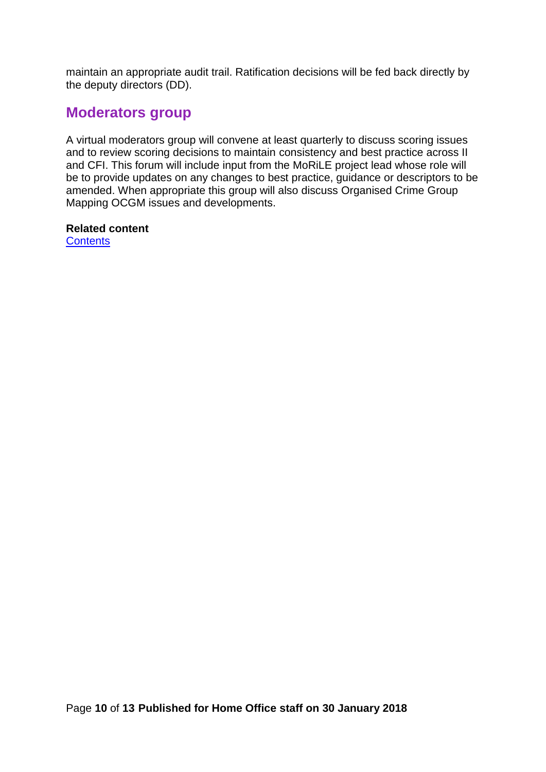maintain an appropriate audit trail. Ratification decisions will be fed back directly by the deputy directors (DD).

## Moderators group

A virtual moderators group will convene at least quarterly to discuss scoring issues and to review scoring decisions to maintain consistency and best practice across II and CFI. This forum will include input from the MoRiLE project lead whose role will be to provide updates on any changes to best practice, guidance or descriptors to be amended. When appropriate this group will also discuss Organised Crime Group Mapping OCGM issues and developments.

**Related content**
Contents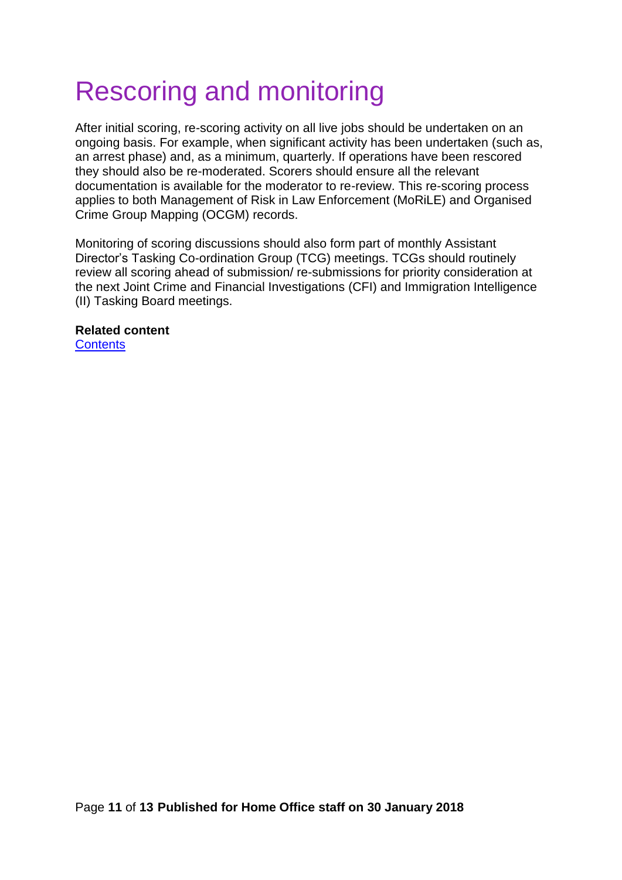# Rescoring and monitoring

After initial scoring, re-scoring activity on all live jobs should be undertaken on an ongoing basis. For example, when significant activity has been undertaken (such as, an arrest phase) and, as a minimum, quarterly. If operations have been rescored they should also be re-moderated. Scorers should ensure all the relevant documentation is available for the moderator to re-review. This re-scoring process applies to both Management of Risk in Law Enforcement (MoRiLE) and Organised Crime Group Mapping (OCGM) records.

Monitoring of scoring discussions should also form part of monthly Assistant Director's Tasking Co-ordination Group (TCG) meetings. TCGs should routinely review all scoring ahead of submission/ re-submissions for priority consideration at the next Joint Crime and Financial Investigations (CFI) and Immigration Intelligence (II) Tasking Board meetings.

**Related content**
Contents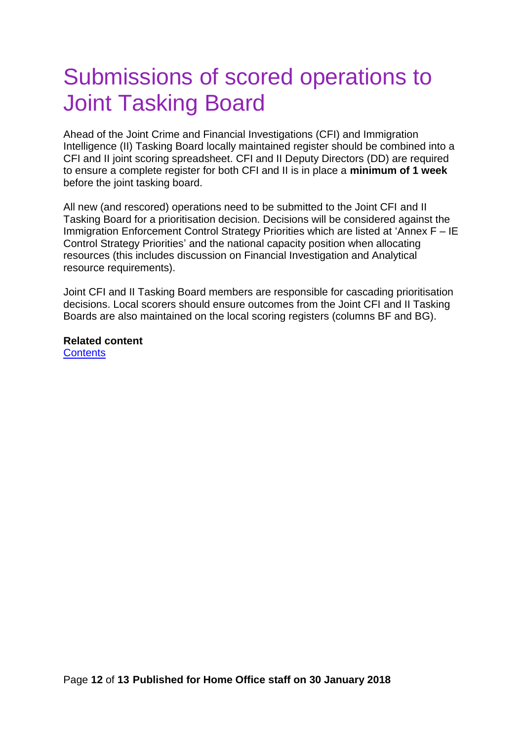# Submissions of scored operations to Joint Tasking Board

Ahead of the Joint Crime and Financial Investigations (CFI) and Immigration Intelligence (II) Tasking Board locally maintained register should be combined into a CFI and II joint scoring spreadsheet. CFI and II Deputy Directors (DD) are required to ensure a complete register for both CFI and II is in place a **minimum of 1 week** before the joint tasking board.

All new (and rescored) operations need to be submitted to the Joint CFI and II Tasking Board for a prioritisation decision. Decisions will be considered against the Immigration Enforcement Control Strategy Priorities which are listed at 'Annex F – IE Control Strategy Priorities' and the national capacity position when allocating resources (this includes discussion on Financial Investigation and Analytical resource requirements).

Joint CFI and II Tasking Board members are responsible for cascading prioritisation decisions. Local scorers should ensure outcomes from the Joint CFI and II Tasking Boards are also maintained on the local scoring registers (columns BF and BG).

**Related content**
[Contents]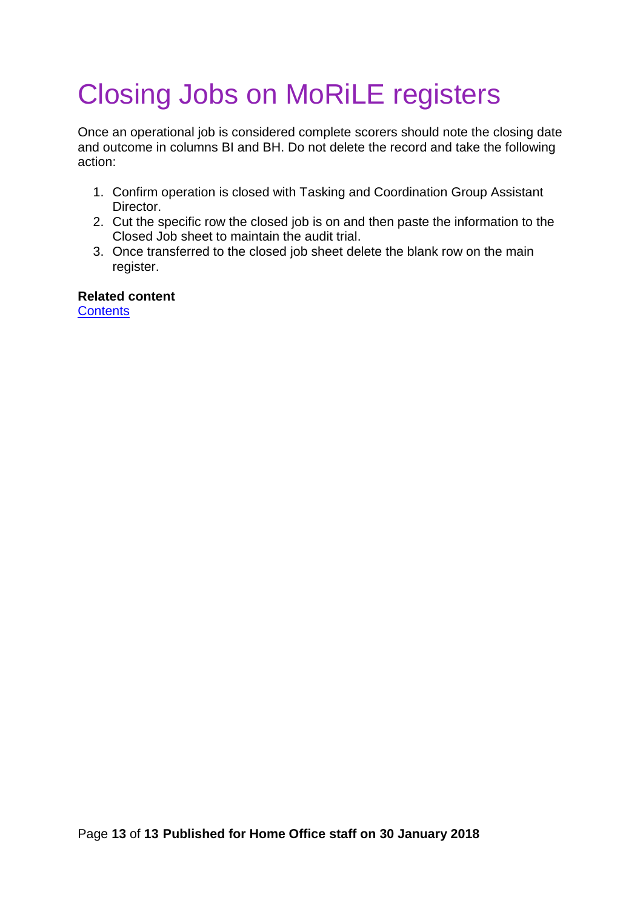# Closing Jobs on MoRiLE registers

Once an operational job is considered complete scorers should note the closing date and outcome in columns BI and BH. Do not delete the record and take the following action:

1. Confirm operation is closed with Tasking and Coordination Group Assistant Director.
2. Cut the specific row the closed job is on and then paste the information to the Closed Job sheet to maintain the audit trial.
3. Once transferred to the closed job sheet delete the blank row on the main register.

**Related content**
Contents